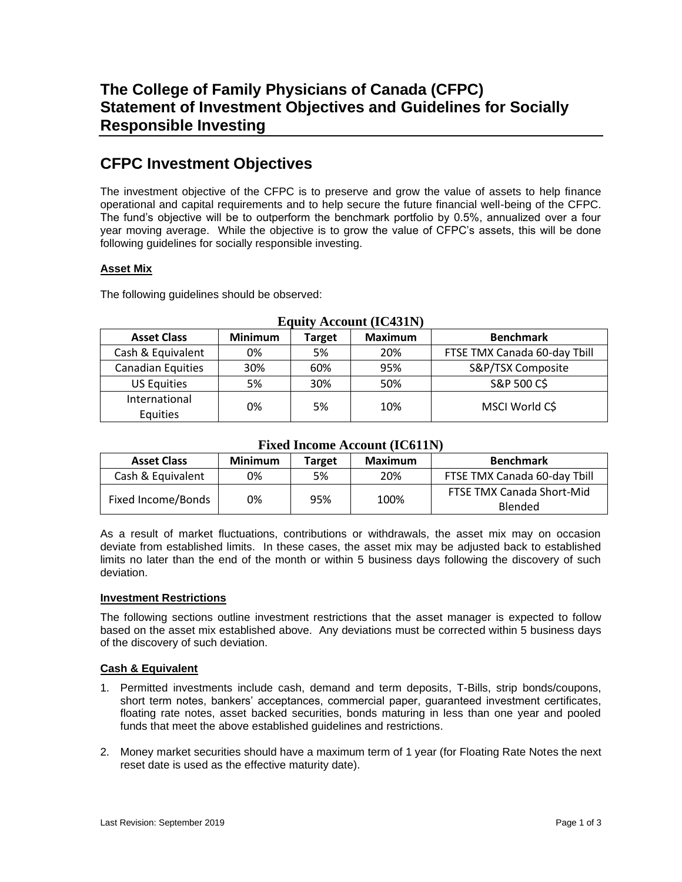# The College of Family Physicians of Canada (CFPC) Statement of Investment Objectives and Guidelines for Socially Responsible Investing

## CFPC Investment Objectives

The investment objective of the CFPC is to preserve and grow the value of assets to help finance operational and capital requirements and to help secure the future financial well-being of the CFPC. The fund's objective will be to outperform the benchmark portfolio by 0.5%, annualized over a four year moving average. While the objective is to grow the value of CFPC's assets, this will be done following guidelines for socially responsible investing.

**Asset Mix**

The following guidelines should be observed:

**Equity Account (IC431N)**

| Asset Class | Minimum | Target | Maximum | Benchmark |
|---|---|---|---|---|
| Cash & Equivalent | 0% | 5% | 20% | FTSE TMX Canada 60-day Tbill |
| Canadian Equities | 30% | 60% | 95% | S&P/TSX Composite |
| US Equities | 5% | 30% | 50% | S&P 500 C$ |
| International Equities | 0% | 5% | 10% | MSCI World C$ |

**Fixed Income Account (IC611N)**

| Asset Class | Minimum | Target | Maximum | Benchmark |
|---|---|---|---|---|
| Cash & Equivalent | 0% | 5% | 20% | FTSE TMX Canada 60-day Tbill |
| Fixed Income/Bonds | 0% | 95% | 100% | FTSE TMX Canada Short-Mid Blended |

As a result of market fluctuations, contributions or withdrawals, the asset mix may on occasion deviate from established limits. In these cases, the asset mix may be adjusted back to established limits no later than the end of the month or within 5 business days following the discovery of such deviation.

**Investment Restrictions**

The following sections outline investment restrictions that the asset manager is expected to follow based on the asset mix established above. Any deviations must be corrected within 5 business days of the discovery of such deviation.

**Cash & Equivalent**

1. Permitted investments include cash, demand and term deposits, T-Bills, strip bonds/coupons, short term notes, bankers' acceptances, commercial paper, guaranteed investment certificates, floating rate notes, asset backed securities, bonds maturing in less than one year and pooled funds that meet the above established guidelines and restrictions.

2. Money market securities should have a maximum term of 1 year (for Floating Rate Notes the next reset date is used as the effective maturity date).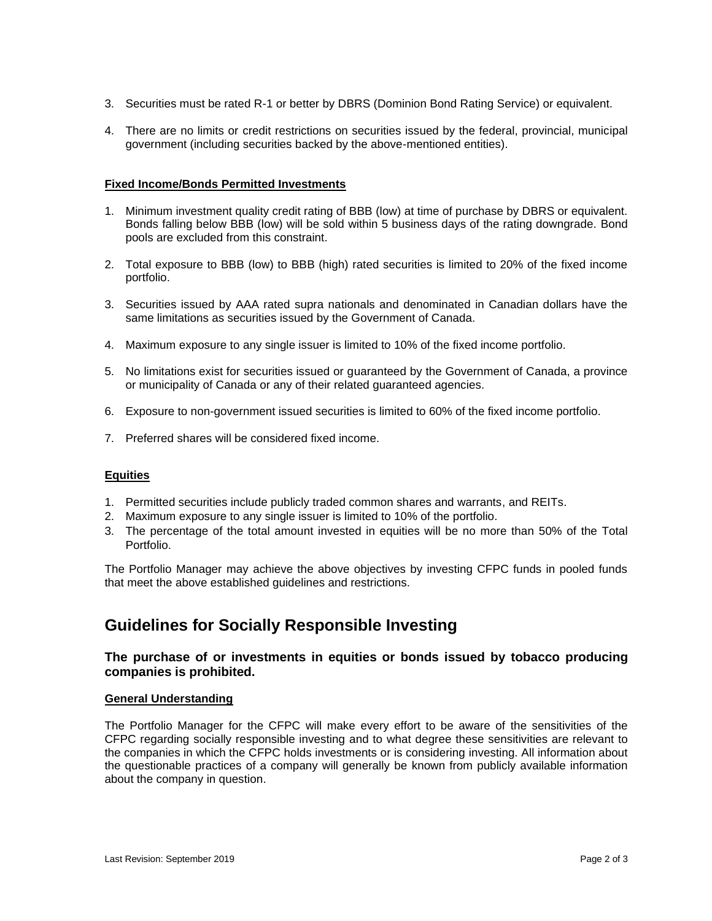3. Securities must be rated R-1 or better by DBRS (Dominion Bond Rating Service) or equivalent.

4. There are no limits or credit restrictions on securities issued by the federal, provincial, municipal government (including securities backed by the above-mentioned entities).

**Fixed Income/Bonds Permitted Investments**

1. Minimum investment quality credit rating of BBB (low) at time of purchase by DBRS or equivalent. Bonds falling below BBB (low) will be sold within 5 business days of the rating downgrade. Bond pools are excluded from this constraint.

2. Total exposure to BBB (low) to BBB (high) rated securities is limited to 20% of the fixed income portfolio.

3. Securities issued by AAA rated supra nationals and denominated in Canadian dollars have the same limitations as securities issued by the Government of Canada.

4. Maximum exposure to any single issuer is limited to 10% of the fixed income portfolio.

5. No limitations exist for securities issued or guaranteed by the Government of Canada, a province or municipality of Canada or any of their related guaranteed agencies.

6. Exposure to non-government issued securities is limited to 60% of the fixed income portfolio.

7. Preferred shares will be considered fixed income.

**Equities**

1. Permitted securities include publicly traded common shares and warrants, and REITs.
2. Maximum exposure to any single issuer is limited to 10% of the portfolio.
3. The percentage of the total amount invested in equities will be no more than 50% of the Total Portfolio.

The Portfolio Manager may achieve the above objectives by investing CFPC funds in pooled funds that meet the above established guidelines and restrictions.

## Guidelines for Socially Responsible Investing

### The purchase of or investments in equities or bonds issued by tobacco producing companies is prohibited.

**General Understanding**

The Portfolio Manager for the CFPC will make every effort to be aware of the sensitivities of the CFPC regarding socially responsible investing and to what degree these sensitivities are relevant to the companies in which the CFPC holds investments or is considering investing. All information about the questionable practices of a company will generally be known from publicly available information about the company in question.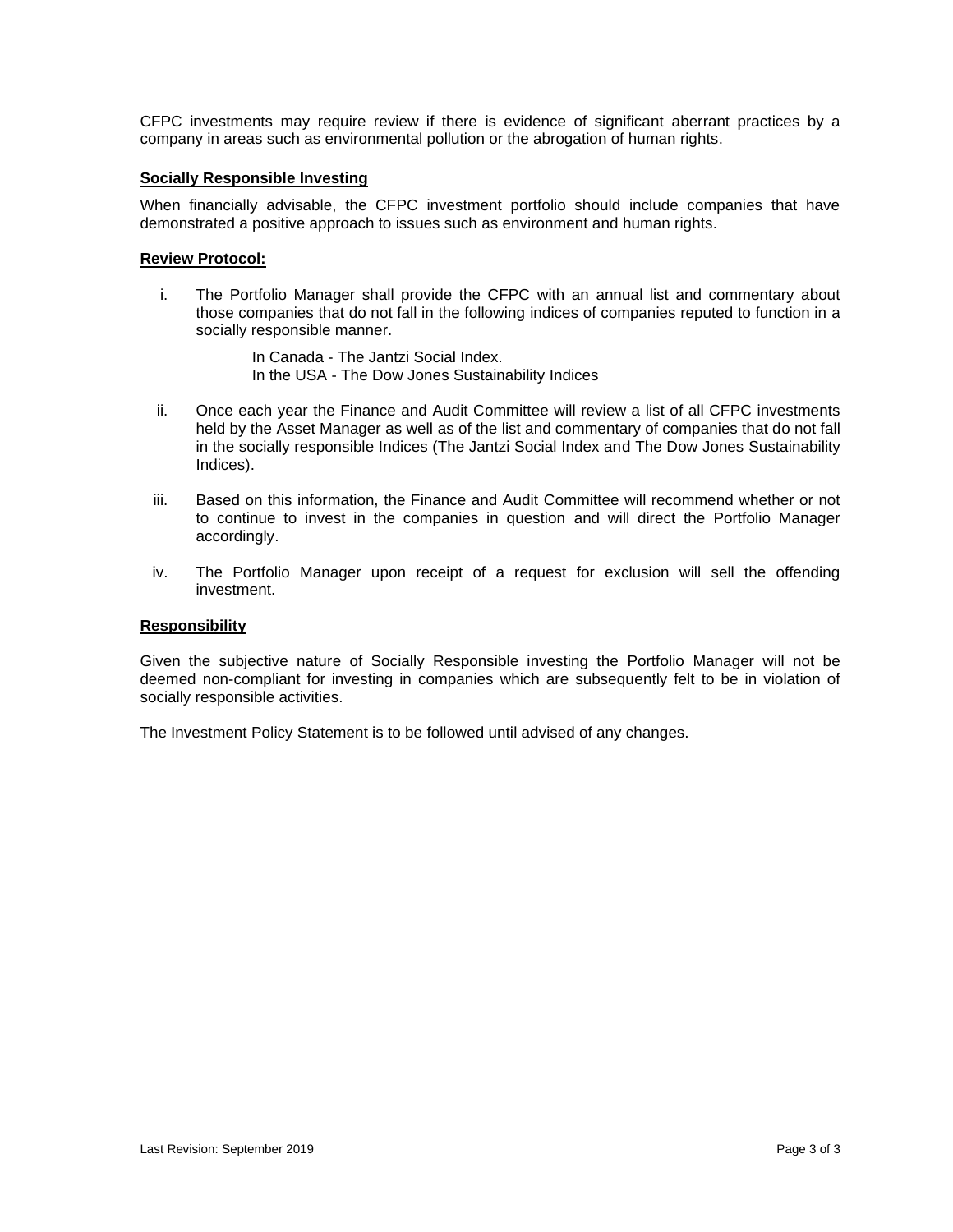CFPC investments may require review if there is evidence of significant aberrant practices by a company in areas such as environmental pollution or the abrogation of human rights.

### Socially Responsible Investing

When financially advisable, the CFPC investment portfolio should include companies that have demonstrated a positive approach to issues such as environment and human rights.

### Review Protocol:

i. The Portfolio Manager shall provide the CFPC with an annual list and commentary about those companies that do not fall in the following indices of companies reputed to function in a socially responsible manner.

   In Canada - The Jantzi Social Index.
   In the USA - The Dow Jones Sustainability Indices

ii. Once each year the Finance and Audit Committee will review a list of all CFPC investments held by the Asset Manager as well as of the list and commentary of companies that do not fall in the socially responsible Indices (The Jantzi Social Index and The Dow Jones Sustainability Indices).

iii. Based on this information, the Finance and Audit Committee will recommend whether or not to continue to invest in the companies in question and will direct the Portfolio Manager accordingly.

iv. The Portfolio Manager upon receipt of a request for exclusion will sell the offending investment.

### Responsibility

Given the subjective nature of Socially Responsible investing the Portfolio Manager will not be deemed non-compliant for investing in companies which are subsequently felt to be in violation of socially responsible activities.

The Investment Policy Statement is to be followed until advised of any changes.

Last Revision: September 2019